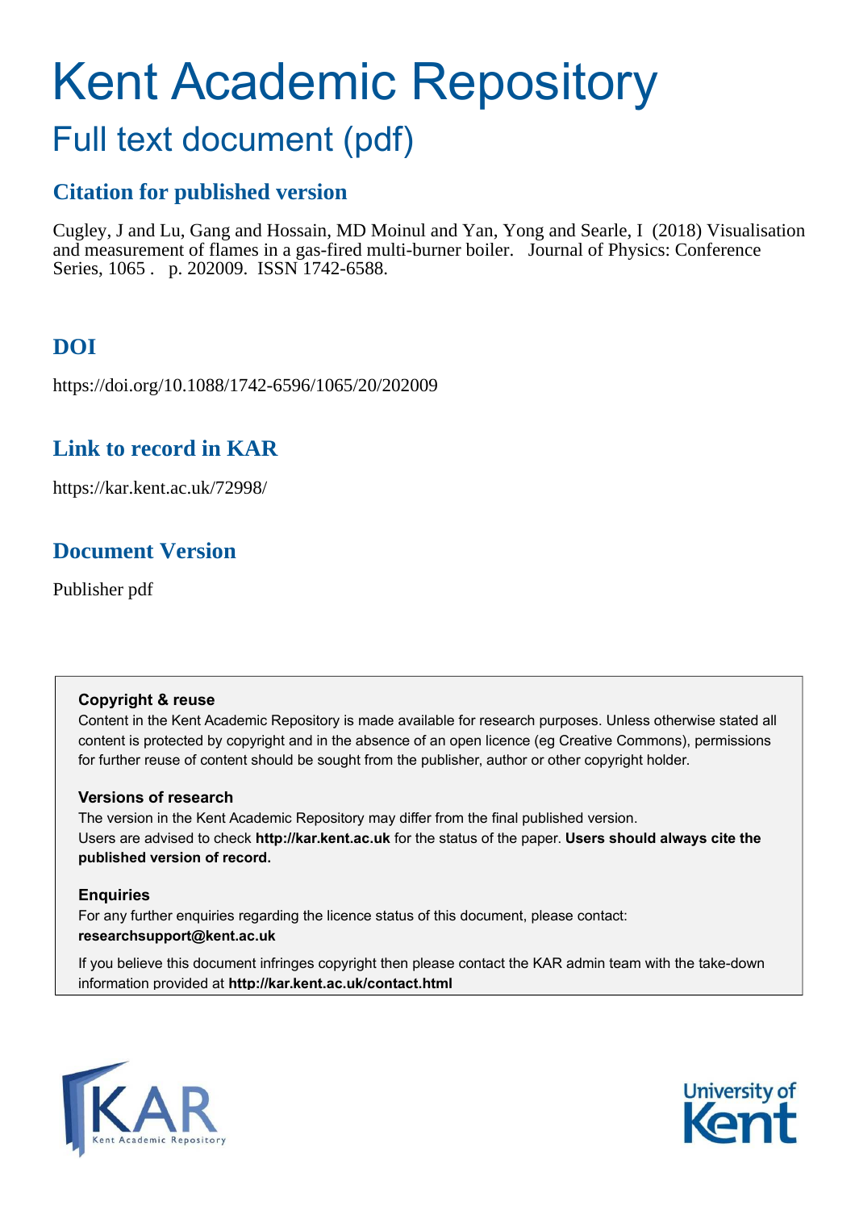# Kent Academic Repository

## Full text document (pdf)

### Citation for published version

Cugley, J and Lu, Gang and Hossain, MD Moinul and Yan, Yong and Searle, I (2018) Visualisation and measurement of flames in a gas-fired multi-burner boiler. Journal of Physics: Conference Series, 1065 . p. 202009. ISSN 1742-6588.

### DOI

https://doi.org/10.1088/1742-6596/1065/20/202009

### Link to record in KAR

https://kar.kent.ac.uk/72998/

### Document Version

Publisher pdf

**Copyright & reuse**

Content in the Kent Academic Repository is made available for research purposes. Unless otherwise stated all content is protected by copyright and in the absence of an open licence (eg Creative Commons), permissions for further reuse of content should be sought from the publisher, author or other copyright holder.

**Versions of research**

The version in the Kent Academic Repository may differ from the final published version. Users are advised to check **http://kar.kent.ac.uk** for the status of the paper. **Users should always cite the published version of record.**

**Enquiries**

For any further enquiries regarding the licence status of this document, please contact: **researchsupport@kent.ac.uk**

If you believe this document infringes copyright then please contact the KAR admin team with the take-down information provided at **http://kar.kent.ac.uk/contact.html**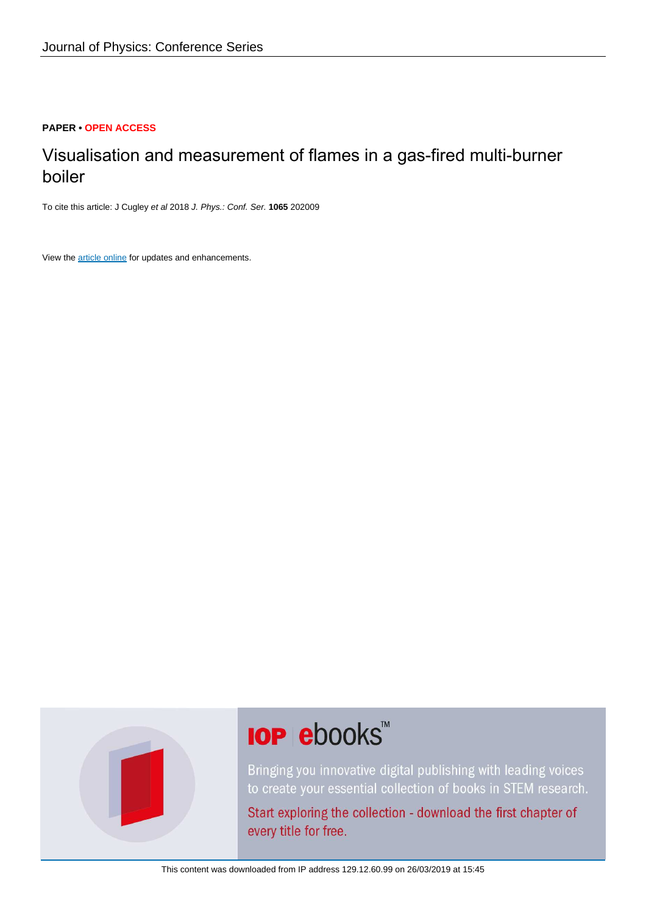PAPER • OPEN ACCESS

# Visualisation and measurement of flames in a gas-fired multi-burner boiler

To cite this article: J Cugley *et al* 2018 *J. Phys.: Conf. Ser.* **1065** 202009

View the article online for updates and enhancements.

This content was downloaded from IP address 129.12.60.99 on 26/03/2019 at 15:45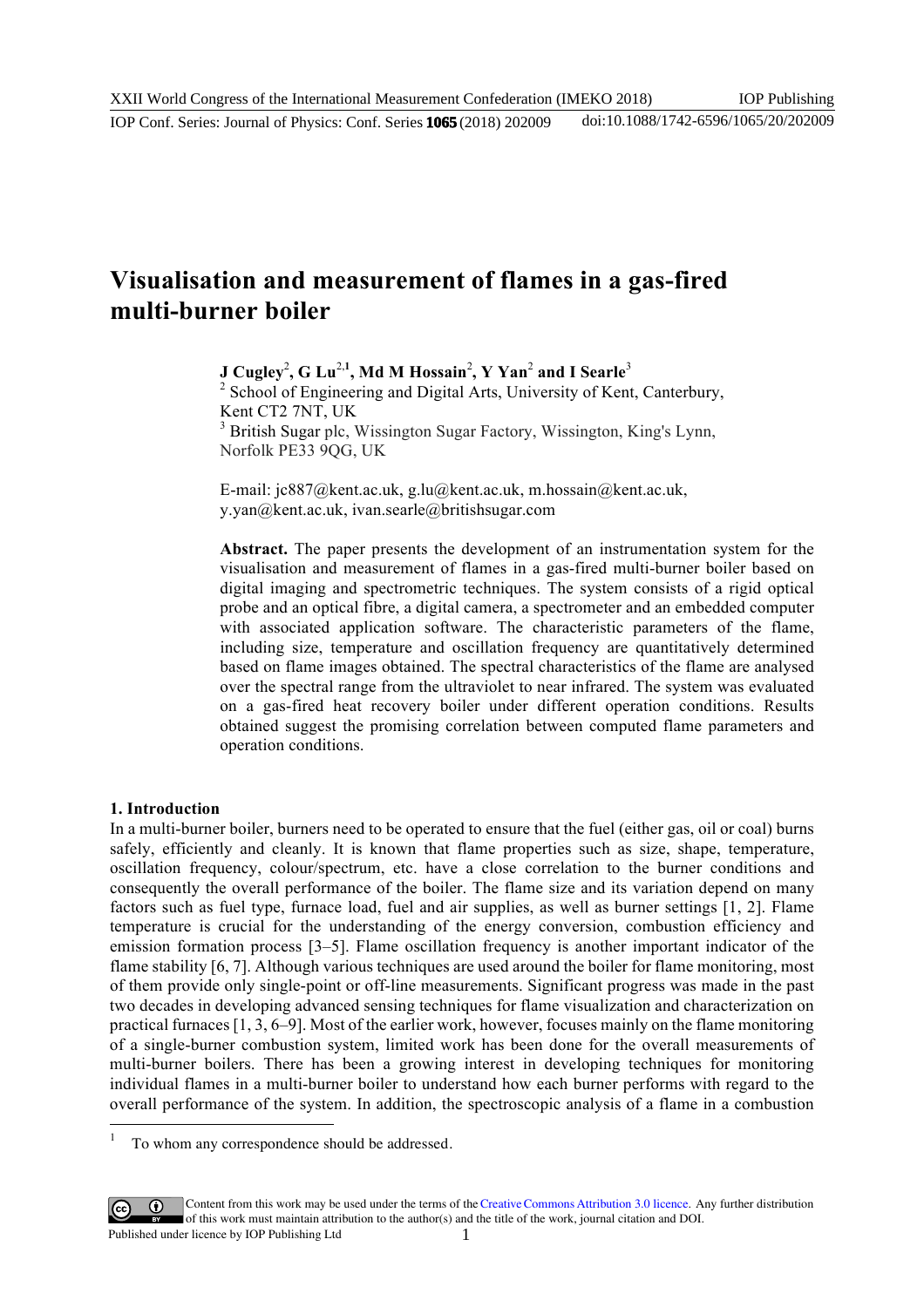# Visualisation and measurement of flames in a gas-fired multi-burner boiler

**J Cugley[2], G Lu[2,1], Md M Hossain[2], Y Yan[2] and I Searle[3]**

[2] School of Engineering and Digital Arts, University of Kent, Canterbury, Kent CT2 7NT, UK

[3] British Sugar plc, Wissington Sugar Factory, Wissington, King's Lynn, Norfolk PE33 9QG, UK

E-mail: jc887@kent.ac.uk, g.lu@kent.ac.uk, m.hossain@kent.ac.uk, y.yan@kent.ac.uk, ivan.searle@britishsugar.com

**Abstract.** The paper presents the development of an instrumentation system for the visualisation and measurement of flames in a gas-fired multi-burner boiler based on digital imaging and spectrometric techniques. The system consists of a rigid optical probe and an optical fibre, a digital camera, a spectrometer and an embedded computer with associated application software. The characteristic parameters of the flame, including size, temperature and oscillation frequency are quantitatively determined based on flame images obtained. The spectral characteristics of the flame are analysed over the spectral range from the ultraviolet to near infrared. The system was evaluated on a gas-fired heat recovery boiler under different operation conditions. Results obtained suggest the promising correlation between computed flame parameters and operation conditions.

## 1. Introduction

In a multi-burner boiler, burners need to be operated to ensure that the fuel (either gas, oil or coal) burns safely, efficiently and cleanly. It is known that flame properties such as size, shape, temperature, oscillation frequency, colour/spectrum, etc. have a close correlation to the burner conditions and consequently the overall performance of the boiler. The flame size and its variation depend on many factors such as fuel type, furnace load, fuel and air supplies, as well as burner settings [1, 2]. Flame temperature is crucial for the understanding of the energy conversion, combustion efficiency and emission formation process [3–5]. Flame oscillation frequency is another important indicator of the flame stability [6, 7]. Although various techniques are used around the boiler for flame monitoring, most of them provide only single-point or off-line measurements. Significant progress was made in the past two decades in developing advanced sensing techniques for flame visualization and characterization on practical furnaces [1, 3, 6–9]. Most of the earlier work, however, focuses mainly on the flame monitoring of a single-burner combustion system, limited work has been done for the overall measurements of multi-burner boilers. There has been a growing interest in developing techniques for monitoring individual flames in a multi-burner boiler to understand how each burner performs with regard to the overall performance of the system. In addition, the spectroscopic analysis of a flame in a combustion

[1] To whom any correspondence should be addressed.

Content from this work may be used under the terms of the Creative Commons Attribution 3.0 licence. Any further distribution of this work must maintain attribution to the author(s) and the title of the work, journal citation and DOI.
Published under licence by IOP Publishing Ltd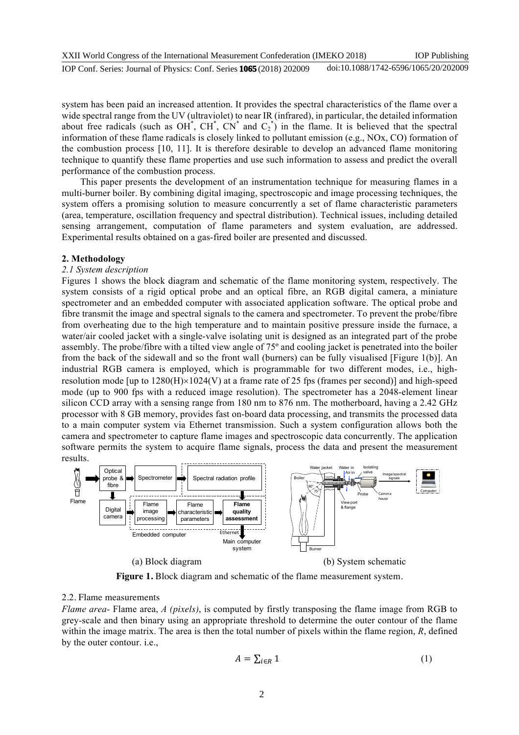system has been paid an increased attention. It provides the spectral characteristics of the flame over a wide spectral range from the UV (ultraviolet) to near IR (infrared), in particular, the detailed information about free radicals (such as $OH^*$, $CH^*$, $CN^*$ and $C_2^*$) in the flame. It is believed that the spectral information of these flame radicals is closely linked to pollutant emission (e.g., NOx, CO) formation of the combustion process [10, 11]. It is therefore desirable to develop an advanced flame monitoring technique to quantify these flame properties and use such information to assess and predict the overall performance of the combustion process.

This paper presents the development of an instrumentation technique for measuring flames in a multi-burner boiler. By combining digital imaging, spectroscopic and image processing techniques, the system offers a promising solution to measure concurrently a set of flame characteristic parameters (area, temperature, oscillation frequency and spectral distribution). Technical issues, including detailed sensing arrangement, computation of flame parameters and system evaluation, are addressed. Experimental results obtained on a gas-fired boiler are presented and discussed.

## 2. Methodology

### *2.1 System description*

Figures 1 shows the block diagram and schematic of the flame monitoring system, respectively. The system consists of a rigid optical probe and an optical fibre, an RGB digital camera, a miniature spectrometer and an embedded computer with associated application software. The optical probe and fibre transmit the image and spectral signals to the camera and spectrometer. To prevent the probe/fibre from overheating due to the high temperature and to maintain positive pressure inside the furnace, a water/air cooled jacket with a single-valve isolating unit is designed as an integrated part of the probe assembly. The probe/fibre with a tilted view angle of 75º and cooling jacket is penetrated into the boiler from the back of the sidewall and so the front wall (burners) can be fully visualised [Figure 1(b)]. An industrial RGB camera is employed, which is programmable for two different modes, i.e., high-resolution mode [up to 1280(H)×1024(V) at a frame rate of 25 fps (frames per second)] and high-speed mode (up to 900 fps with a reduced image resolution). The spectrometer has a 2048-element linear silicon CCD array with a sensing range from 180 nm to 876 nm. The motherboard, having a 2.42 GHz processor with 8 GB memory, provides fast on-board data processing, and transmits the processed data to a main computer system via Ethernet transmission. Such a system configuration allows both the camera and spectrometer to capture flame images and spectroscopic data concurrently. The application software permits the system to acquire flame signals, process the data and present the measurement results.

(a) Block diagram (b) System schematic

**Figure 1.** Block diagram and schematic of the flame measurement system.

### 2.2. Flame measurements

*Flame area-* Flame area, *A (pixels)*, is computed by firstly transposing the flame image from RGB to grey-scale and then binary using an appropriate threshold to determine the outer contour of the flame within the image matrix. The area is then the total number of pixels within the flame region, *R*, defined by the outer contour. i.e.,

$$A = \sum_{i \in R} 1 \tag{1}$$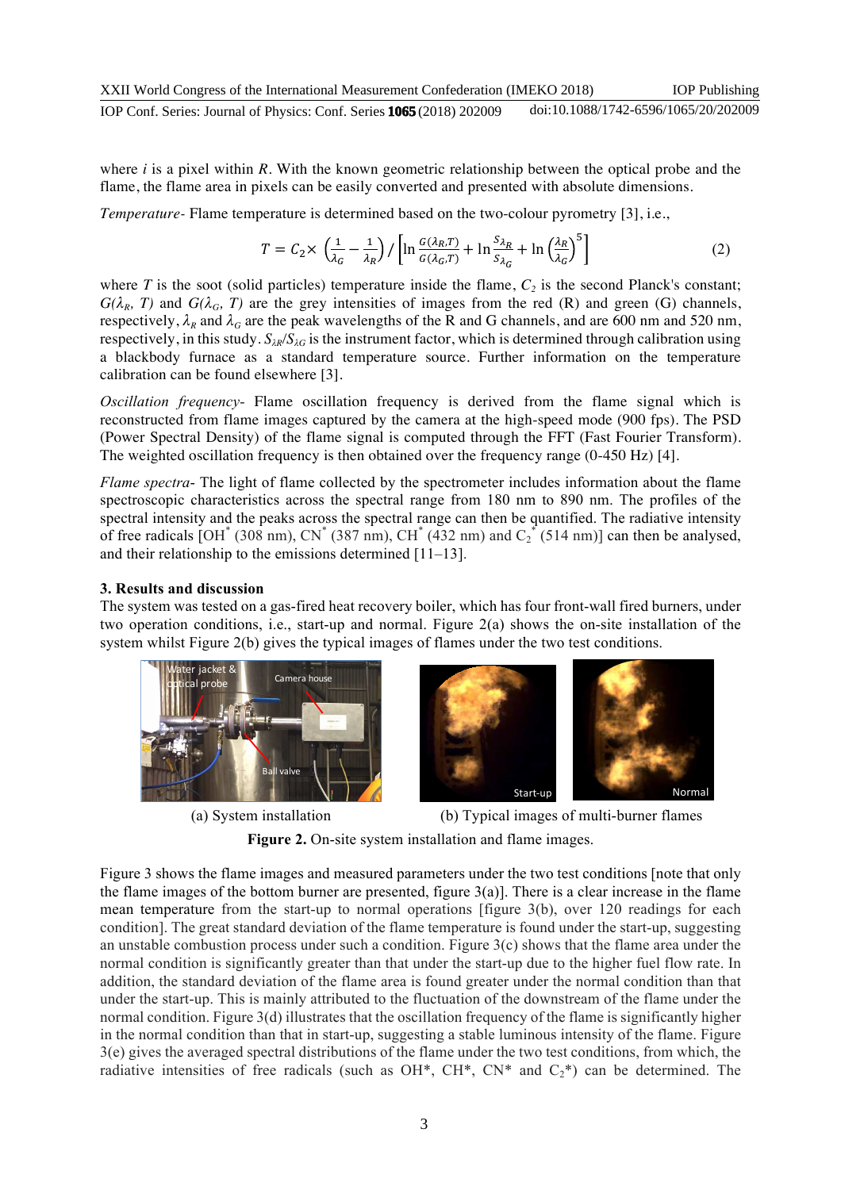where $i$ is a pixel within $R$. With the known geometric relationship between the optical probe and the flame, the flame area in pixels can be easily converted and presented with absolute dimensions.

*Temperature*- Flame temperature is determined based on the two-colour pyrometry [3], i.e.,

$$T = C_2 \times \left(\frac{1}{\lambda_G} - \frac{1}{\lambda_R}\right) / \left[\ln \frac{G(\lambda_R, T)}{G(\lambda_G, T)} + \ln \frac{S_{\lambda_R}}{S_{\lambda_G}} + \ln \left(\frac{\lambda_R}{\lambda_G}\right)^5\right] \tag{2}$$

where $T$ is the soot (solid particles) temperature inside the flame, $C_2$ is the second Planck's constant; $G(\lambda_R, T)$ and $G(\lambda_G, T)$ are the grey intensities of images from the red (R) and green (G) channels, respectively, $\lambda_R$ and $\lambda_G$ are the peak wavelengths of the R and G channels, and are 600 nm and 520 nm, respectively, in this study. $S_{\lambda R}/S_{\lambda G}$ is the instrument factor, which is determined through calibration using a blackbody furnace as a standard temperature source. Further information on the temperature calibration can be found elsewhere [3].

*Oscillation frequency*- Flame oscillation frequency is derived from the flame signal which is reconstructed from flame images captured by the camera at the high-speed mode (900 fps). The PSD (Power Spectral Density) of the flame signal is computed through the FFT (Fast Fourier Transform). The weighted oscillation frequency is then obtained over the frequency range (0-450 Hz) [4].

*Flame spectra*- The light of flame collected by the spectrometer includes information about the flame spectroscopic characteristics across the spectral range from 180 nm to 890 nm. The profiles of the spectral intensity and the peaks across the spectral range can then be quantified. The radiative intensity of free radicals [$OH^*$ (308 nm), $CN^*$ (387 nm), $CH^*$ (432 nm) and $C_2^*$ (514 nm)] can then be analysed, and their relationship to the emissions determined [11–13].

### 3. Results and discussion

The system was tested on a gas-fired heat recovery boiler, which has four front-wall fired burners, under two operation conditions, i.e., start-up and normal. Figure 2(a) shows the on-site installation of the system whilst Figure 2(b) gives the typical images of flames under the two test conditions.

(a) System installation

(b) Typical images of multi-burner flames

**Figure 2.** On-site system installation and flame images.

Figure 3 shows the flame images and measured parameters under the two test conditions [note that only the flame images of the bottom burner are presented, figure 3(a)]. There is a clear increase in the flame mean temperature from the start-up to normal operations [figure 3(b), over 120 readings for each condition]. The great standard deviation of the flame temperature is found under the start-up, suggesting an unstable combustion process under such a condition. Figure 3(c) shows that the flame area under the normal condition is significantly greater than that under the start-up due to the higher fuel flow rate. In addition, the standard deviation of the flame area is found greater under the normal condition than that under the start-up. This is mainly attributed to the fluctuation of the downstream of the flame under the normal condition. Figure 3(d) illustrates that the oscillation frequency of the flame is significantly higher in the normal condition than that in start-up, suggesting a stable luminous intensity of the flame. Figure 3(e) gives the averaged spectral distributions of the flame under the two test conditions, from which, the radiative intensities of free radicals (such as $OH^*$, $CH^*$, $CN^*$ and $C_2^*$) can be determined. The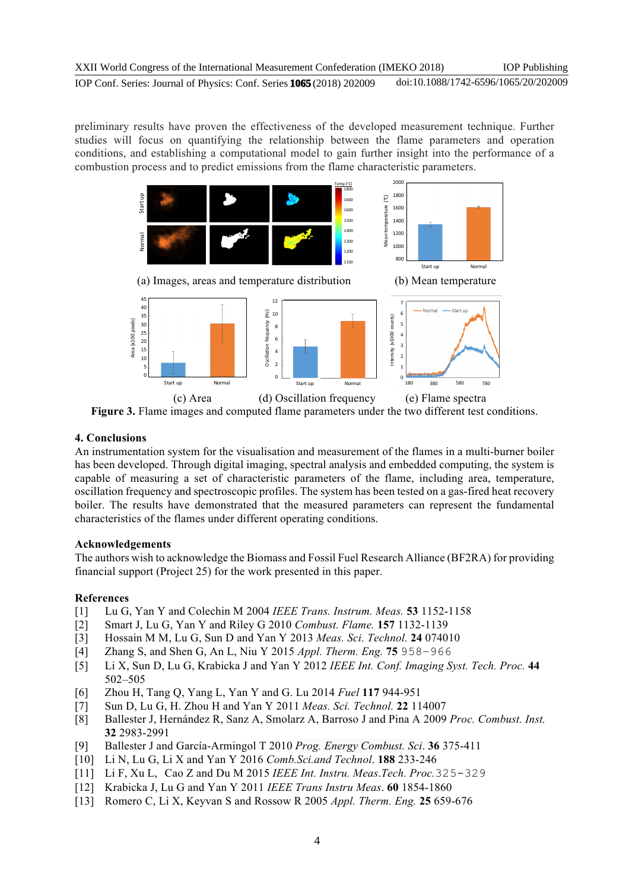preliminary results have proven the effectiveness of the developed measurement technique. Further studies will focus on quantifying the relationship between the flame parameters and operation conditions, and establishing a computational model to gain further insight into the performance of a combustion process and to predict emissions from the flame characteristic parameters.

Start up
Normal
Temp (°C)
1800
1600
1600
1500
1400
1300
1200
1100

(a) Images, areas and temperature distribution

Mean temperature (°C)
2000
1800
1600
1400
1200
1000
800
Start up
Normal

(b) Mean temperature

Area (x100 pixels)
45
40
35
30
25
20
15
10
5
0
Start up
Normal

(c) Area

Oscillation frequency (Hz)
12
10
8
6
4
2
0
Start up
Normal

(d) Oscillation frequency

Intensity (x1000 counts)
7
6
5
4
3
2
1
0
Normal
Start up
180
380
580
780

(e) Flame spectra

**Figure 3.** Flame images and computed flame parameters under the two different test conditions.

## 4. Conclusions

An instrumentation system for the visualisation and measurement of the flames in a multi-burner boiler has been developed. Through digital imaging, spectral analysis and embedded computing, the system is capable of measuring a set of characteristic parameters of the flame, including area, temperature, oscillation frequency and spectroscopic profiles. The system has been tested on a gas-fired heat recovery boiler. The results have demonstrated that the measured parameters can represent the fundamental characteristics of the flames under different operating conditions.

## Acknowledgements

The authors wish to acknowledge the Biomass and Fossil Fuel Research Alliance (BF2RA) for providing financial support (Project 25) for the work presented in this paper.

## References

[1] Lu G, Yan Y and Colechin M 2004 *IEEE Trans. Instrum. Meas.* **53** 1152-1158
[2] Smart J, Lu G, Yan Y and Riley G 2010 *Combust. Flame.* **157** 1132-1139
[3] Hossain M M, Lu G, Sun D and Yan Y 2013 *Meas. Sci. Technol.* **24** 074010
[4] Zhang S, and Shen G, An L, Niu Y 2015 *Appl. Therm. Eng.* **75** 958−966
[5] Li X, Sun D, Lu G, Krabicka J and Yan Y 2012 *IEEE Int. Conf. Imaging Syst. Tech. Proc.* **44** 502–505
[6] Zhou H, Tang Q, Yang L, Yan Y and G. Lu 2014 *Fuel* **117** 944-951
[7] Sun D, Lu G, H. Zhou H and Yan Y 2011 *Meas. Sci. Technol.* **22** 114007
[8] Ballester J, Hernández R, Sanz A, Smolarz A, Barroso J and Pina A 2009 *Proc. Combust. Inst.* **32** 2983-2991
[9] Ballester J and García-Armingol T 2010 *Prog. Energy Combust. Sci*. **36** 375-411
[10] Li N, Lu G, Li X and Yan Y 2016 *Comb.Sci.and Technol*. **188** 233-246
[11] Li F, Xu L, Cao Z and Du M 2015 *IEEE Int. Instru. Meas.Tech. Proc.*325−329
[12] Krabicka J, Lu G and Yan Y 2011 *IEEE Trans Instru Meas*. **60** 1854-1860
[13] Romero C, Li X, Keyvan S and Rossow R 2005 *Appl. Therm. Eng.* **25** 659-676